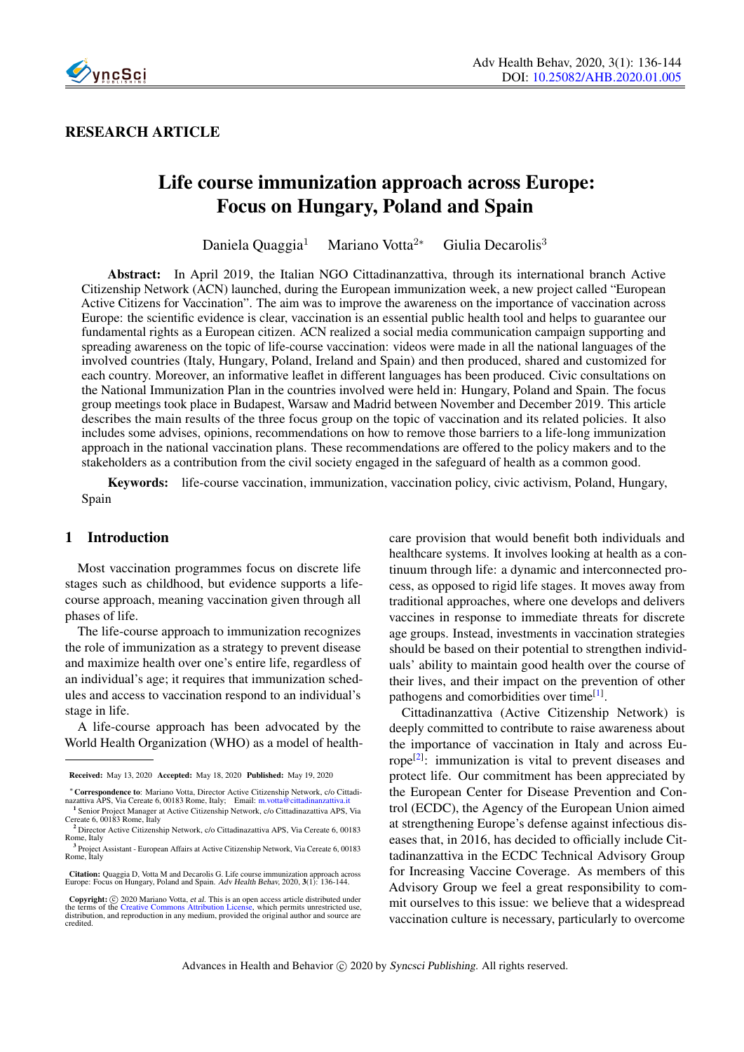RESEARCH ARTICLE

# Life course immunization approach across Europe: Focus on Hungary, Poland and Spain

Daniela Quaggia[1] Mariano Votta[2*] Giulia Decarolis[3]

**Abstract:** In April 2019, the Italian NGO Cittadinanzattiva, through its international branch Active Citizenship Network (ACN) launched, during the European immunization week, a new project called "European Active Citizens for Vaccination". The aim was to improve the awareness on the importance of vaccination across Europe: the scientific evidence is clear, vaccination is an essential public health tool and helps to guarantee our fundamental rights as a European citizen. ACN realized a social media communication campaign supporting and spreading awareness on the topic of life-course vaccination: videos were made in all the national languages of the involved countries (Italy, Hungary, Poland, Ireland and Spain) and then produced, shared and customized for each country. Moreover, an informative leaflet in different languages has been produced. Civic consultations on the National Immunization Plan in the countries involved were held in: Hungary, Poland and Spain. The focus group meetings took place in Budapest, Warsaw and Madrid between November and December 2019. This article describes the main results of the three focus group on the topic of vaccination and its related policies. It also includes some advises, opinions, recommendations on how to remove those barriers to a life-long immunization approach in the national vaccination plans. These recommendations are offered to the policy makers and to the stakeholders as a contribution from the civil society engaged in the safeguard of health as a common good.

**Keywords:** life-course vaccination, immunization, vaccination policy, civic activism, Poland, Hungary, Spain

## 1 Introduction

Most vaccination programmes focus on discrete life stages such as childhood, but evidence supports a life-course approach, meaning vaccination given through all phases of life.

The life-course approach to immunization recognizes the role of immunization as a strategy to prevent disease and maximize health over one's entire life, regardless of an individual's age; it requires that immunization schedules and access to vaccination respond to an individual's stage in life.

A life-course approach has been advocated by the World Health Organization (WHO) as a model of healthcare provision that would benefit both individuals and healthcare systems. It involves looking at health as a continuum through life: a dynamic and interconnected process, as opposed to rigid life stages. It moves away from traditional approaches, where one develops and delivers vaccines in response to immediate threats for discrete age groups. Instead, investments in vaccination strategies should be based on their potential to strengthen individuals' ability to maintain good health over the course of their lives, and their impact on the prevention of other pathogens and comorbidities over time[1].

Cittadinanzattiva (Active Citizenship Network) is deeply committed to contribute to raise awareness about the importance of vaccination in Italy and across Europe[2]: immunization is vital to prevent diseases and protect life. Our commitment has been appreciated by the European Center for Disease Prevention and Control (ECDC), the Agency of the European Union aimed at strengthening Europe's defense against infectious diseases that, in 2016, has decided to officially include Cittadinanzattiva in the ECDC Technical Advisory Group for Increasing Vaccine Coverage. As members of this Advisory Group we feel a great responsibility to commit ourselves to this issue: we believe that a widespread vaccination culture is necessary, particularly to overcome

---

**Received:** May 13, 2020 **Accepted:** May 18, 2020 **Published:** May 19, 2020

[*] **Correspondence to**: Mariano Votta, Director Active Citizenship Network, c/o Cittadinazattiva APS, Via Cereate 6, 00183 Rome, Italy; Email: m.votta@cittadinanzattiva.it

[1] Senior Project Manager at Active Citizenship Network, c/o Cittadinazattiva APS, Via Cereate 6, 00183 Rome, Italy

[2] Director Active Citizenship Network, c/o Cittadinazattiva APS, Via Cereate 6, 00183 Rome, Italy

[3] Project Assistant - European Affairs at Active Citizenship Network, Via Cereate 6, 00183 Rome, Italy

**Citation:** Quaggia D, Votta M and Decarolis G. Life course immunization approach across Europe: Focus on Hungary, Poland and Spain. *Adv Health Behav*, 2020, **3**(1): 136-144.

**Copyright:** © 2020 Mariano Votta, *et al.* This is an open access article distributed under the terms of the Creative Commons Attribution License, which permits unrestricted use, distribution, and reproduction in any medium, provided the original author and source are credited.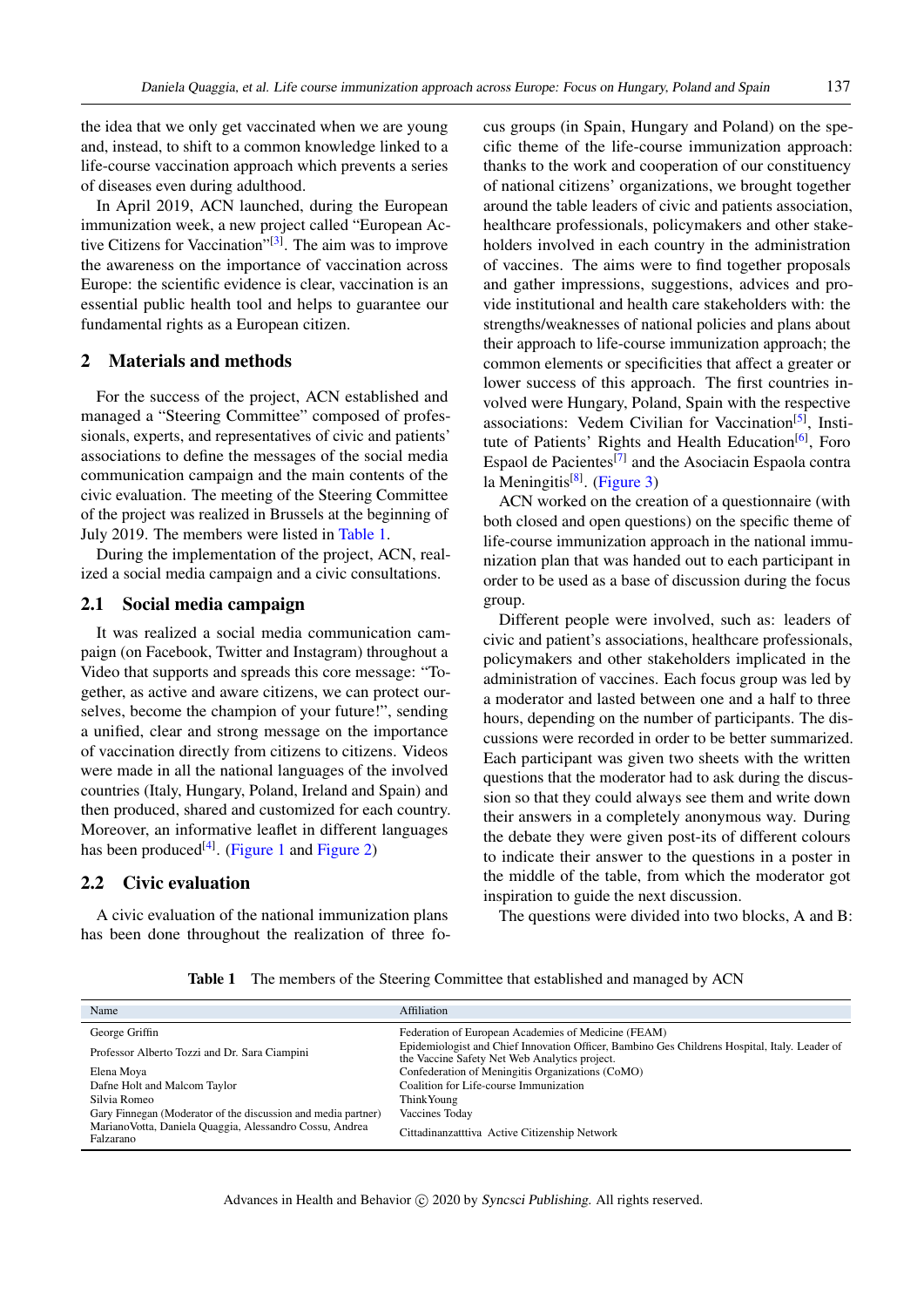the idea that we only get vaccinated when we are young and, instead, to shift to a common knowledge linked to a life-course vaccination approach which prevents a series of diseases even during adulthood.

In April 2019, ACN launched, during the European immunization week, a new project called "European Active Citizens for Vaccination"[3]. The aim was to improve the awareness on the importance of vaccination across Europe: the scientific evidence is clear, vaccination is an essential public health tool and helps to guarantee our fundamental rights as a European citizen.

## 2 Materials and methods

For the success of the project, ACN established and managed a "Steering Committee" composed of professionals, experts, and representatives of civic and patients' associations to define the messages of the social media communication campaign and the main contents of the civic evaluation. The meeting of the Steering Committee of the project was realized in Brussels at the beginning of July 2019. The members were listed in Table 1.

During the implementation of the project, ACN, realized a social media campaign and a civic consultations.

### 2.1 Social media campaign

It was realized a social media communication campaign (on Facebook, Twitter and Instagram) throughout a Video that supports and spreads this core message: "Together, as active and aware citizens, we can protect ourselves, become the champion of your future!", sending a unified, clear and strong message on the importance of vaccination directly from citizens to citizens. Videos were made in all the national languages of the involved countries (Italy, Hungary, Poland, Ireland and Spain) and then produced, shared and customized for each country. Moreover, an informative leaflet in different languages has been produced[4]. (Figure 1 and Figure 2)

### 2.2 Civic evaluation

A civic evaluation of the national immunization plans has been done throughout the realization of three focus groups (in Spain, Hungary and Poland) on the specific theme of the life-course immunization approach: thanks to the work and cooperation of our constituency of national citizens' organizations, we brought together around the table leaders of civic and patients association, healthcare professionals, policymakers and other stakeholders involved in each country in the administration of vaccines. The aims were to find together proposals and gather impressions, suggestions, advices and provide institutional and health care stakeholders with: the strengths/weaknesses of national policies and plans about their approach to life-course immunization approach; the common elements or specificities that affect a greater or lower success of this approach. The first countries involved were Hungary, Poland, Spain with the respective associations: Vedem Civilian for Vaccination[5], Institute of Patients' Rights and Health Education[6], Foro Espaol de Pacientes[7] and the Asociacin Espaola contra la Meningitis[8]. (Figure 3)

ACN worked on the creation of a questionnaire (with both closed and open questions) on the specific theme of life-course immunization approach in the national immunization plan that was handed out to each participant in order to be used as a base of discussion during the focus group.

Different people were involved, such as: leaders of civic and patient's associations, healthcare professionals, policymakers and other stakeholders implicated in the administration of vaccines. Each focus group was led by a moderator and lasted between one and a half to three hours, depending on the number of participants. The discussions were recorded in order to be better summarized. Each participant was given two sheets with the written questions that the moderator had to ask during the discussion so that they could always see them and write down their answers in a completely anonymous way. During the debate they were given post-its of different colours to indicate their answer to the questions in a poster in the middle of the table, from which the moderator got inspiration to guide the next discussion.

The questions were divided into two blocks, A and B:

**Table 1** The members of the Steering Committee that established and managed by ACN

| Name | Affiliation |
|---|---|
| George Griffin | Federation of European Academies of Medicine (FEAM) |
| Professor Alberto Tozzi and Dr. Sara Ciampini | Epidemiologist and Chief Innovation Officer, Bambino Ges Childrens Hospital, Italy. Leader of the Vaccine Safety Net Web Analytics project. |
| Elena Moya | Confederation of Meningitis Organizations (CoMO) |
| Dafne Holt and Malcom Taylor | Coalition for Life-course Immunization |
| Silvia Romeo | ThinkYoung |
| Gary Finnegan (Moderator of the discussion and media partner) | Vaccines Today |
| MarianoVotta, Daniela Quaggia, Alessandro Cossu, Andrea Falzarano | Cittadinanzatttiva Active Citizenship Network |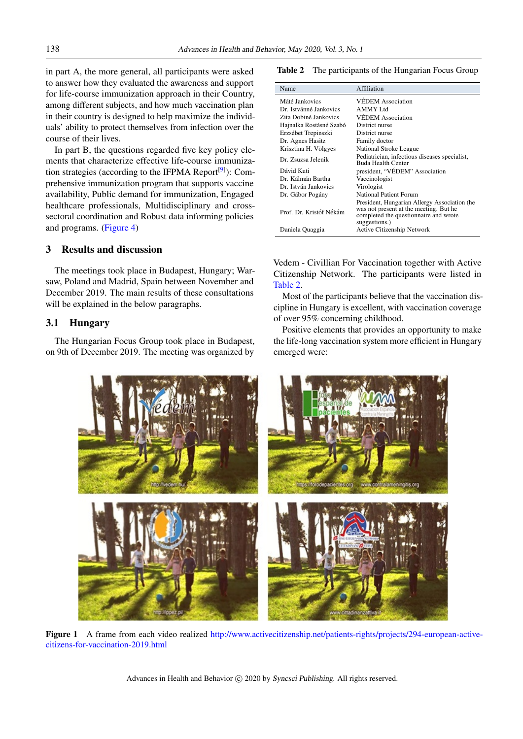in part A, the more general, all participants were asked to answer how they evaluated the awareness and support for life-course immunization approach in their Country, among different subjects, and how much vaccination plan in their country is designed to help maximize the individuals' ability to protect themselves from infection over the course of their lives.

In part B, the questions regarded five key policy elements that characterize effective life-course immunization strategies (according to the IFPMA Report[9]): Comprehensive immunization program that supports vaccine availability, Public demand for immunization, Engaged healthcare professionals, Multidisciplinary and cross-sectoral coordination and Robust data informing policies and programs. (Figure 4)

## 3 Results and discussion

The meetings took place in Budapest, Hungary; Warsaw, Poland and Madrid, Spain between November and December 2019. The main results of these consultations will be explained in the below paragraphs.

### 3.1 Hungary

The Hungarian Focus Group took place in Budapest, on 9th of December 2019. The meeting was organized by Vedem - Civillian For Vaccination together with Active Citizenship Network. The participants were listed in Table 2.

**Table 2** The participants of the Hungarian Focus Group

| Name | Affiliation |
|---|---|
| Máté Jankovics | VÉDEM Association |
| Dr. Istvánné Jankovics | AMMY Ltd |
| Zita Dobiné Jankovics | VÉDEM Association |
| Hajnalka Rostásné Szabó | District nurse |
| Erzsébet Trepinszki | District nurse |
| Dr. Agnes Hasitz | Family doctor |
| Krisztina H. Völgyes | National Stroke League |
| Dr. Zsuzsa Jelenik | Pediatrician, infectious diseases specialist, Buda Health Center |
| Dávid Kuti | president, "VÉDEM" Association |
| Dr. Kálmán Bartha | Vaccinologist |
| Dr. István Jankovics | Virologist |
| Dr. Gábor Pogány | National Patient Forum |
| Prof. Dr. Kristóf Nékám | President, Hungarian Allergy Association (he was not present at the meeting. But he completed the questionnaire and wrote suggestions.) |
| Daniela Quaggia | Active Citizenship Network |

Most of the participants believe that the vaccination discipline in Hungary is excellent, with vaccination coverage of over 95% concerning childhood.

Positive elements that provides an opportunity to make the life-long vaccination system more efficient in Hungary emerged were:

**Figure 1** A frame from each video realized http://www.activecitizenship.net/patients-rights/projects/294-european-active-citizens-for-vaccination-2019.html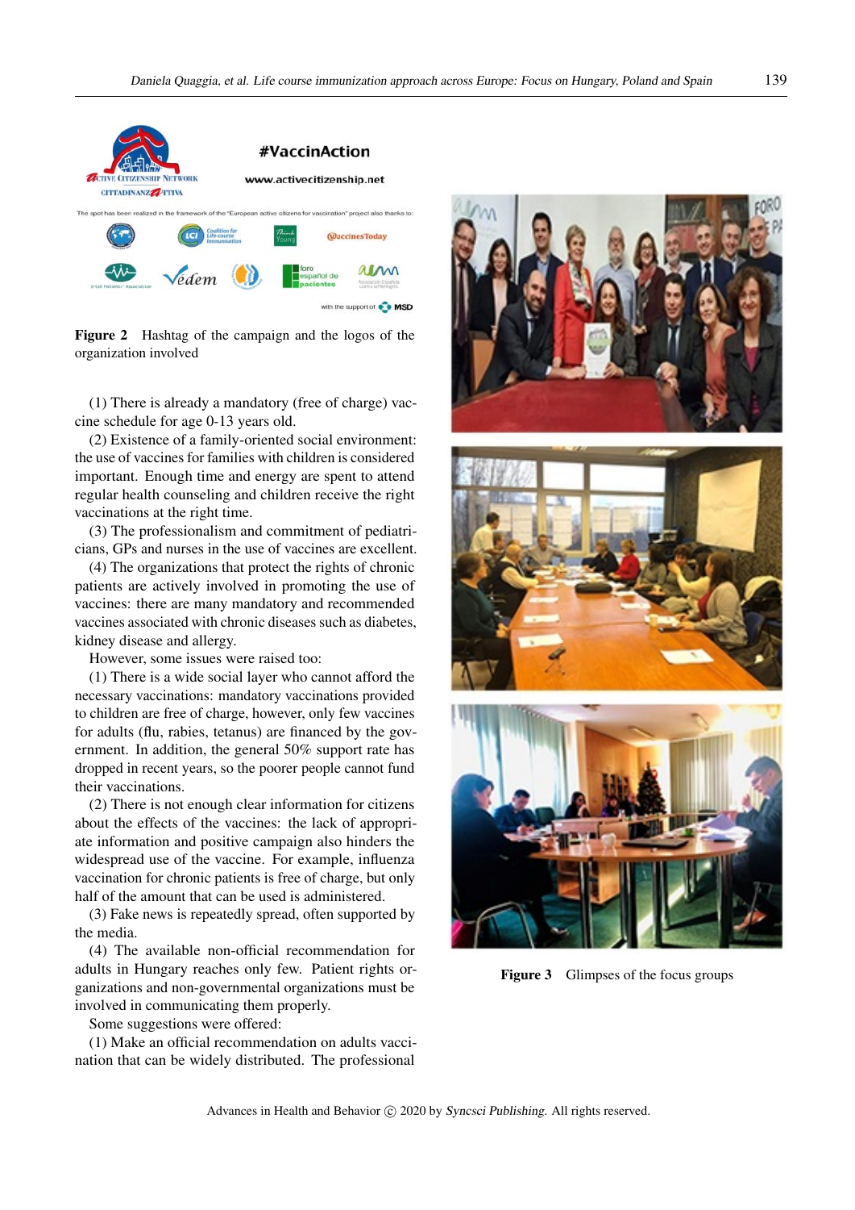**Figure 2** Hashtag of the campaign and the logos of the organization involved

(1) There is already a mandatory (free of charge) vaccine schedule for age 0-13 years old.

(2) Existence of a family-oriented social environment: the use of vaccines for families with children is considered important. Enough time and energy are spent to attend regular health counseling and children receive the right vaccinations at the right time.

(3) The professionalism and commitment of pediatricians, GPs and nurses in the use of vaccines are excellent.

(4) The organizations that protect the rights of chronic patients are actively involved in promoting the use of vaccines: there are many mandatory and recommended vaccines associated with chronic diseases such as diabetes, kidney disease and allergy.

However, some issues were raised too:

(1) There is a wide social layer who cannot afford the necessary vaccinations: mandatory vaccinations provided to children are free of charge, however, only few vaccines for adults (flu, rabies, tetanus) are financed by the government. In addition, the general 50% support rate has dropped in recent years, so the poorer people cannot fund their vaccinations.

(2) There is not enough clear information for citizens about the effects of the vaccines: the lack of appropriate information and positive campaign also hinders the widespread use of the vaccine. For example, influenza vaccination for chronic patients is free of charge, but only half of the amount that can be used is administered.

(3) Fake news is repeatedly spread, often supported by the media.

(4) The available non-official recommendation for adults in Hungary reaches only few. Patient rights organizations and non-governmental organizations must be involved in communicating them properly.

Some suggestions were offered:

(1) Make an official recommendation on adults vaccination that can be widely distributed. The professional

**Figure 3** Glimpses of the focus groups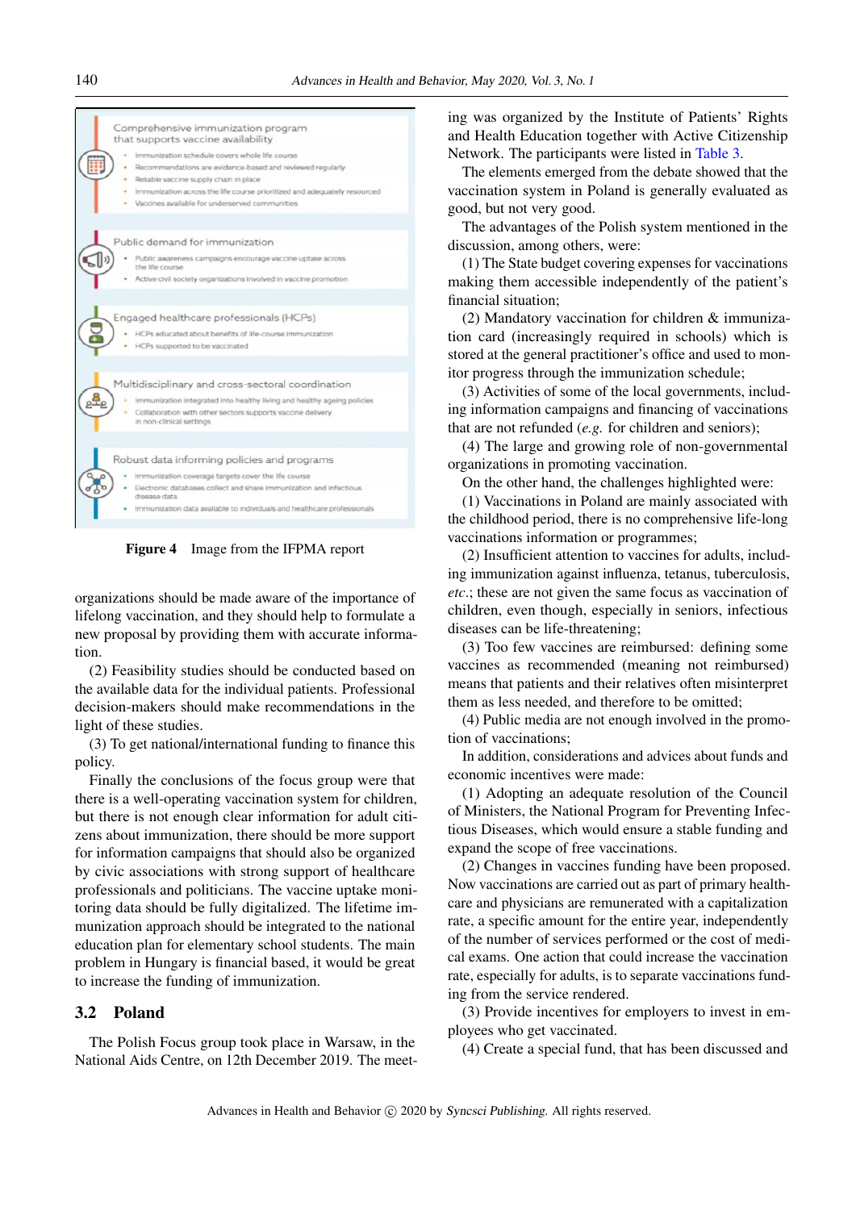Comprehensive immunization program that supports vaccine availability

- Immunization schedule covers whole life course
- Recommendations are evidence-based and reviewed regularly
- Reliable vaccine supply chain in place
- Immunization across the life course prioritized and adequately resourced
- Vaccines available for underserved communities

Public demand for immunization

- Public awareness campaigns encourage vaccine uptake across the life course
- Active civil society organizations involved in vaccine promotion

Engaged healthcare professionals (HCPs)

- HCPs educated about benefits of life-course immunization
- HCPs supported to be vaccinated

Multidisciplinary and cross-sectoral coordination

- Immunization integrated into healthy living and healthy ageing policies
- Collaboration with other sectors supports vaccine delivery in non-clinical settings

Robust data informing policies and programs

- Immunization coverage targets cover the life course
- Electronic databases collect and share immunization and infectious disease data
- Immunization data available to individuals and healthcare professionals

**Figure 4** Image from the IFPMA report

organizations should be made aware of the importance of lifelong vaccination, and they should help to formulate a new proposal by providing them with accurate information.

(2) Feasibility studies should be conducted based on the available data for the individual patients. Professional decision-makers should make recommendations in the light of these studies.

(3) To get national/international funding to finance this policy.

Finally the conclusions of the focus group were that there is a well-operating vaccination system for children, but there is not enough clear information for adult citizens about immunization, there should be more support for information campaigns that should also be organized by civic associations with strong support of healthcare professionals and politicians. The vaccine uptake monitoring data should be fully digitalized. The lifetime immunization approach should be integrated to the national education plan for elementary school students. The main problem in Hungary is financial based, it would be great to increase the funding of immunization.

## 3.2 Poland

The Polish Focus group took place in Warsaw, in the National Aids Centre, on 12th December 2019. The meeting was organized by the Institute of Patients' Rights and Health Education together with Active Citizenship Network. The participants were listed in Table 3.

The elements emerged from the debate showed that the vaccination system in Poland is generally evaluated as good, but not very good.

The advantages of the Polish system mentioned in the discussion, among others, were:

(1) The State budget covering expenses for vaccinations making them accessible independently of the patient's financial situation.

(2) Mandatory vaccination for children & immunization card (increasingly required in schools) which is stored at the general practitioner's office and used to monitor progress through the immunization schedule;

(3) Activities of some of the local governments, including information campaigns and financing of vaccinations that are not refunded (*e.g.* for children and seniors);

(4) The large and growing role of non-governmental organizations in promoting vaccination.

On the other hand, the challenges highlighted were:

(1) Vaccinations in Poland are mainly associated with the childhood period, there is no comprehensive life-long vaccinations information or programmes;

(2) Insufficient attention to vaccines for adults, including immunization against influenza, tetanus, tuberculosis, *etc.*; these are not given the same focus as vaccination of children, even though, especially in seniors, infectious diseases can be life-threatening;

(3) Too few vaccines are reimbursed: defining some vaccines as recommended (meaning not reimbursed) means that patients and their relatives often misinterpret them as less needed, and therefore to be omitted;

(4) Public media are not enough involved in the promotion of vaccinations;

In addition, considerations and advices about funds and economic incentives were made:

(1) Adopting an adequate resolution of the Council of Ministers, the National Program for Preventing Infectious Diseases, which would ensure a stable funding and expand the scope of free vaccinations.

(2) Changes in vaccines funding have been proposed. Now vaccinations are carried out as part of primary healthcare and physicians are remunerated with a capitalization rate, a specific amount for the entire year, independently of the number of services performed or the cost of medical exams. One action that could increase the vaccination rate, especially for adults, is to separate vaccinations funding from the service rendered.

(3) Provide incentives for employers to invest in employees who get vaccinated.

(4) Create a special fund, that has been discussed and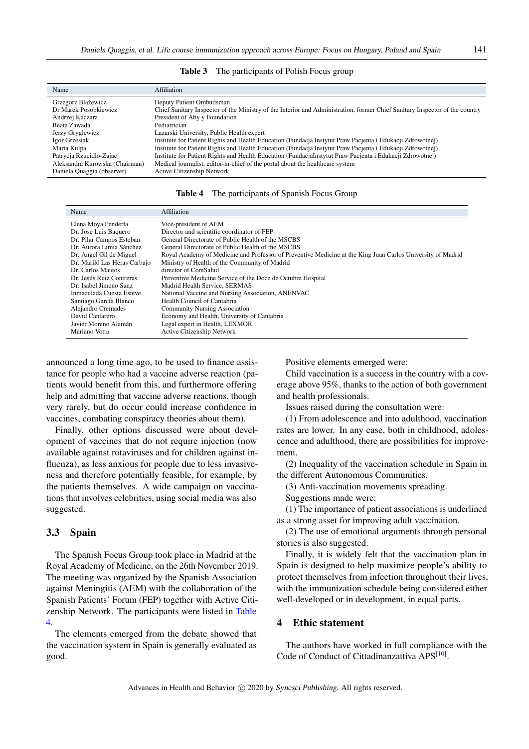**Table 3** The participants of Polish Focus group

| Name | Affiliation |
|---|---|
| Grzegorz Błażewicz | Deputy Patient Ombudsman |
| Dr Marek Posobkiewicz | Chief Sanitary Inspector of the Ministry of the Interior and Administration, former Chief Sanitary Inspector of the country |
| Andrzej Kuczara | President of Aby y Foundation |
| Beata Zawada | Pediatrician |
| Jerzy Gryglewicz | Lazarski University, Public Health expert |
| Igor Grzesiak | Institute for Patient Rights and Health Education (Fundacja Instytut Praw Pacjenta i Edukacji Zdrowotnej) |
| Marta Kulpa | Institute for Patient Rights and Health Education (Fundacja Instytut Praw Pacjenta i Edukacji Zdrowotnej) |
| Patrycja Rzucidlo-Zajac | Institute for Patient Rights and Health Education (FundacjaInstytut Praw Pacjenta i Edukacji Zdrowotnej) |
| Aleksandra Kurowska (Chairman) | Medical journalist, editor-in-chief of the portal about the healthcare system |
| Daniela Quaggia (observer) | Active Citizenship Network |

**Table 4** The participants of Spanish Focus Group

| Name | Affiliation |
|---|---|
| Elena Moya Pendería | Vice-president of AEM |
| Dr. Jose Luis Baquero | Director and scientific coordinator of FEP |
| Dr. Pilar Campos Esteban | General Directorate of Public Health of the MSCBS |
| Dr. Aurora Limia Sánchez | General Directorate of Public Health of the MSCBS |
| Dr. Angel Gil de Miguel | Royal Academy of Medicine and Professor of Preventive Medicine at the King Juan Carlos University of Madrid |
| Dr. Mariló Las Heras Carbajo | Ministry of Health of the Community of Madrid |
| Dr. Carlos Mateos | director of ComSalud |
| Dr. Jesús Ruiz Contreras | Preventive Medicine Service of the Doce de Octubre Hospital |
| Dr. Isabel Jimeno Sanz | Madrid Health Service, SERMAS |
| Inmaculada Cuesta Esteve | National Vaccine and Nursing Association, ANENVAC |
| Santiago García Blanco | Health Council of Cantabria |
| Alejandro Cremades | Community Nursing Association |
| David Cantarero | Economy and Health, University of Cantabria |
| Javier Moreno Alemán | Legal expert in Health, LEXMOR |
| Mariano Votta | Active Citizenship Network |

announced a long time ago, to be used to finance assistance for people who had a vaccine adverse reaction (patients would benefit from this, and furthermore offering help and admitting that vaccine adverse reactions, though very rarely, but do occur could increase confidence in vaccines, combating conspiracy theories about them).

Finally, other options discussed were about development of vaccines that do not require injection (now available against rotaviruses and for children against influenza), as less anxious for people due to less invasiveness and therefore potentially feasible, for example, by the patients themselves. A wide campaign on vaccinations that involves celebrities, using social media was also suggested.

## 3.3 Spain

The Spanish Focus Group took place in Madrid at the Royal Academy of Medicine, on the 26th November 2019. The meeting was organized by the Spanish Association against Meningitis (AEM) with the collaboration of the Spanish Patients' Forum (FEP) together with Active Citizenship Network. The participants were listed in Table 4.

The elements emerged from the debate showed that the vaccination system in Spain is generally evaluated as good.

Positive elements emerged were:

Child vaccination is a success in the country with a coverage above 95%, thanks to the action of both government and health professionals.

Issues raised during the consultation were:

(1) From adolescence and into adulthood, vaccination rates are lower. In any case, both in childhood, adolescence and adulthood, there are possibilities for improvement.

(2) Inequality of the vaccination schedule in Spain in the different Autonomous Communities.

(3) Anti-vaccination movements spreading.

Suggestions made were:

(1) The importance of patient associations is underlined as a strong asset for improving adult vaccination.

(2) The use of emotional arguments through personal stories is also suggested.

Finally, it is widely felt that the vaccination plan in Spain is designed to help maximize people's ability to protect themselves from infection throughout their lives, with the immunization schedule being considered either well-developed or in development, in equal parts.

## 4 Ethic statement

The authors have worked in full compliance with the Code of Conduct of Cittadinanzattiva APS[10].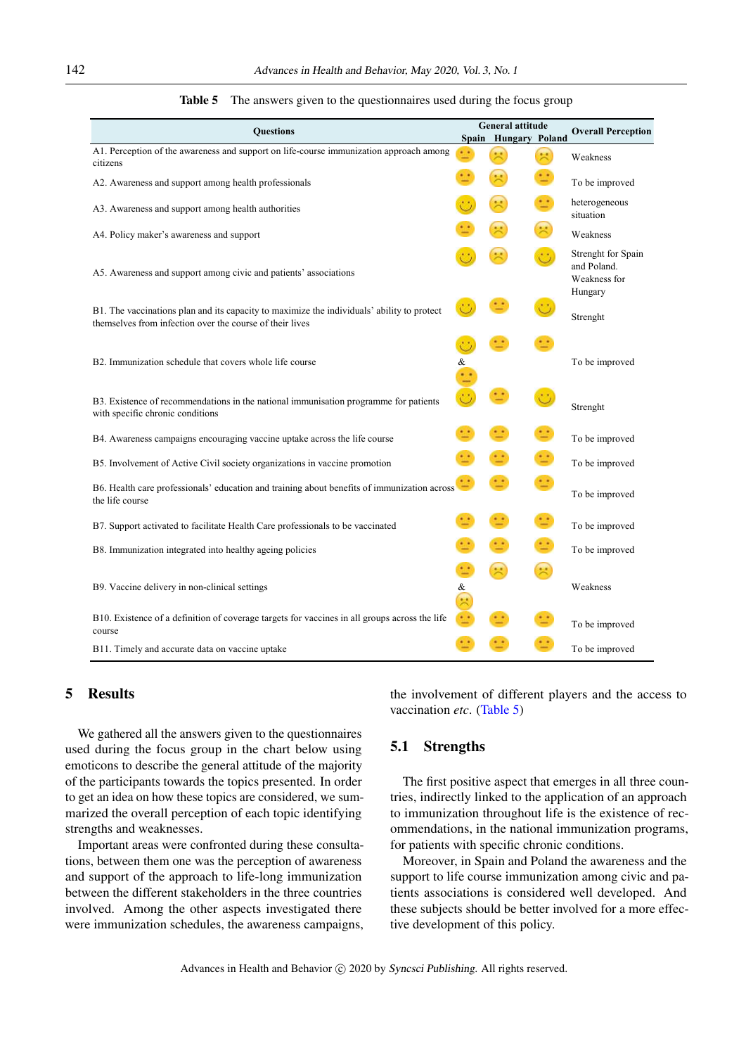**Table 5** The answers given to the questionnaires used during the focus group

| Questions | General attitude | | | Overall Perception |
|---|---|---|---|---|
| | Spain | Hungary | Poland | |
| A1. Perception of the awareness and support on life-course immunization approach among citizens | 😐 | 🙁 | 🙁 | Weakness |
| A2. Awareness and support among health professionals | 😐 | 🙁 | 😐 | To be improved |
| A3. Awareness and support among health authorities | 🙂 | 🙁 | 😐 | heterogeneous situation |
| A4. Policy maker's awareness and support | 😐 | 🙁 | 🙁 | Weakness |
| A5. Awareness and support among civic and patients' associations | 🙂 | 🙁 | 🙂 | Strenght for Spain and Poland. Weakness for Hungary |
| B1. The vaccinations plan and its capacity to maximize the individuals' ability to protect themselves from infection over the course of their lives | 🙂 | 😐 | 🙂 | Strenght |
| B2. Immunization schedule that covers whole life course | 🙂 & 😐 | 😐 | 😐 | To be improved |
| B3. Existence of recommendations in the national immunisation programme for patients with specific chronic conditions | 🙂 | 😐 | 🙂 | Strenght |
| B4. Awareness campaigns encouraging vaccine uptake across the life course | 😐 | 😐 | 😐 | To be improved |
| B5. Involvement of Active Civil society organizations in vaccine promotion | 😐 | 😐 | 😐 | To be improved |
| B6. Health care professionals' education and training about benefits of immunization across the life course | 😐 | 😐 | 😐 | To be improved |
| B7. Support activated to facilitate Health Care professionals to be vaccinated | 😐 | 😐 | 😐 | To be improved |
| B8. Immunization integrated into healthy ageing policies | 😐 | 😐 | 😐 | To be improved |
| B9. Vaccine delivery in non-clinical settings | 😐 & 🙁 | 🙁 | 🙁 | Weakness |
| B10. Existence of a definition of coverage targets for vaccines in all groups across the life course | 😐 | 😐 | 😐 | To be improved |
| B11. Timely and accurate data on vaccine uptake | 😐 | 😐 | 😐 | To be improved |

## 5 Results

We gathered all the answers given to the questionnaires used during the focus group in the chart below using emoticons to describe the general attitude of the majority of the participants towards the topics presented. In order to get an idea on how these topics are considered, we summarized the overall perception of each topic identifying strengths and weaknesses.

Important areas were confronted during these consultations, between them one was the perception of awareness and support of the approach to life-long immunization between the different stakeholders in the three countries involved. Among the other aspects investigated there were immunization schedules, the awareness campaigns, the involvement of different players and the access to vaccination *etc*. (Table 5)

### 5.1 Strengths

The first positive aspect that emerges in all three countries, indirectly linked to the application of an approach to immunization throughout life is the existence of recommendations, in the national immunization programs, for patients with specific chronic conditions.

Moreover, in Spain and Poland the awareness and the support to life course immunization among civic and patients associations is considered well developed. And these subjects should be better involved for a more effective development of this policy.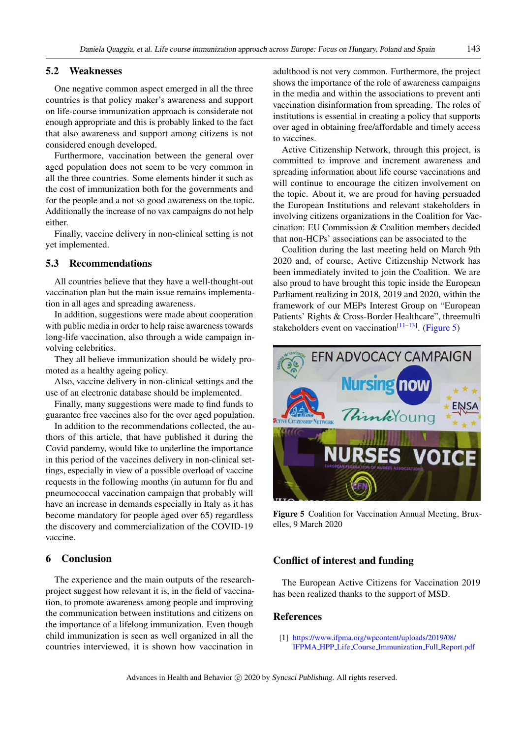## 5.2 Weaknesses

One negative common aspect emerged in all the three countries is that policy maker's awareness and support on life-course immunization approach is considerate not enough appropriate and this is probably linked to the fact that also awareness and support among citizens is not considered enough developed.

Furthermore, vaccination between the general over aged population does not seem to be very common in all the three countries. Some elements hinder it such as the cost of immunization both for the governments and for the people and a not so good awareness on the topic. Additionally the increase of no vax campaigns do not help either.

Finally, vaccine delivery in non-clinical setting is not yet implemented.

## 5.3 Recommendations

All countries believe that they have a well-thought-out vaccination plan but the main issue remains implementation in all ages and spreading awareness.

In addition, suggestions were made about cooperation with public media in order to help raise awareness towards long-life vaccination, also through a wide campaign involving celebrities.

They all believe immunization should be widely promoted as a healthy ageing policy.

Also, vaccine delivery in non-clinical settings and the use of an electronic database should be implemented.

Finally, many suggestions were made to find funds to guarantee free vaccines also for the over aged population.

In addition to the recommendations collected, the authors of this article, that have published it during the Covid pandemy, would like to underline the importance in this period of the vaccines delivery in non-clinical settings, especially in view of a possible overload of vaccine requests in the following months (in autumn for flu and pneumococcal vaccination campaign that probably will have an increase in demands especially in Italy as it has become mandatory for people aged over 65) regardless the discovery and commercialization of the COVID-19 vaccine.

# 6 Conclusion

The experience and the main outputs of the research-project suggest how relevant it is, in the field of vaccination, to promote awareness among people and improving the communication between institutions and citizens on the importance of a lifelong immunization. Even though child immunization is seen as well organized in all the countries interviewed, it is shown how vaccination in adulthood is not very common. Furthermore, the project shows the importance of the role of awareness campaigns in the media and within the associations to prevent anti vaccination disinformation from spreading. The roles of institutions is essential in creating a policy that supports over aged in obtaining free/affordable and timely access to vaccines.

Active Citizenship Network, through this project, is committed to improve and increment awareness and spreading information about life course vaccinations and will continue to encourage the citizen involvement on the topic. About it, we are proud for having persuaded the European Institutions and relevant stakeholders in involving citizens organizations in the Coalition for Vaccination: EU Commission & Coalition members decided that non-HCPs' associations can be associated to the Coalition during the last meeting held on March 9th 2020 and, of course, Active Citizenship Network has been immediately invited to join the Coalition. We are also proud to have brought this topic inside the European Parliament realizing in 2018, 2019 and 2020, within the framework of our MEPs Interest Group on "European Patients' Rights & Cross-Border Healthcare", threemulti stakeholders event on vaccination[11–13]. (Figure 5)

**Figure 5** Coalition for Vaccination Annual Meeting, Bruxelles, 9 March 2020

## Conflict of interest and funding

The European Active Citizens for Vaccination 2019 has been realized thanks to the support of MSD.

## References

[1] https://www.ifpma.org/wpcontent/uploads/2019/08/IFPMA_HPP_Life_Course_Immunization_Full_Report.pdf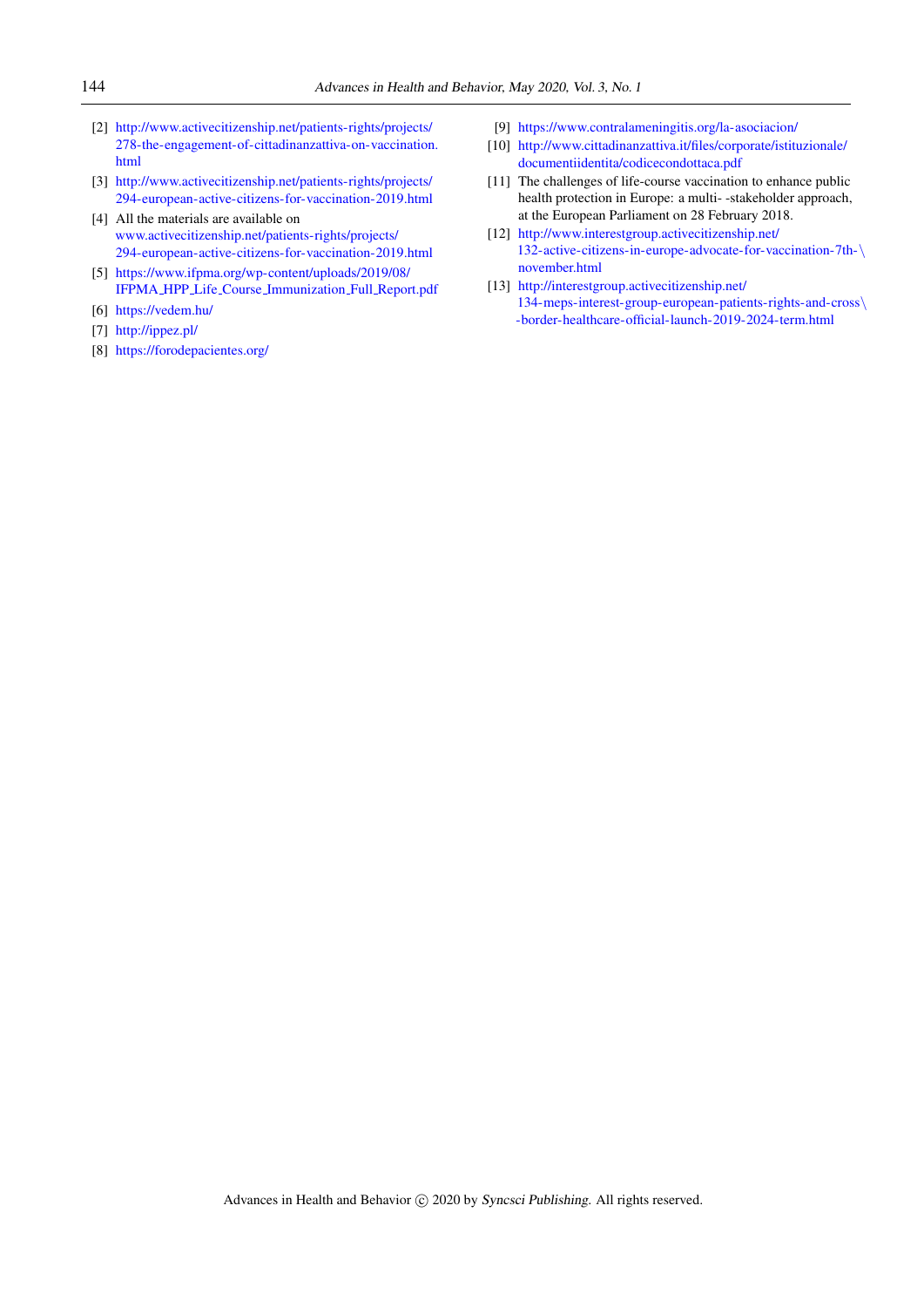[2] http://www.activecitizenship.net/patients-rights/projects/278-the-engagement-of-cittadinanzattiva-on-vaccination.html

[3] http://www.activecitizenship.net/patients-rights/projects/294-european-active-citizens-for-vaccination-2019.html

[4] All the materials are available on www.activecitizenship.net/patients-rights/projects/294-european-active-citizens-for-vaccination-2019.html

[5] https://www.ifpma.org/wp-content/uploads/2019/08/IFPMA_HPP_Life_Course_Immunization_Full_Report.pdf

[6] https://vedem.hu/

[7] http://ippez.pl/

[8] https://forodepacientes.org/

[9] https://www.contralameningitis.org/la-asociacion/

[10] http://www.cittadinanzattiva.it/files/corporate/istituzionale/documentiidentita/codicecondottaca.pdf

[11] The challenges of life-course vaccination to enhance public health protection in Europe: a multi- -stakeholder approach, at the European Parliament on 28 February 2018.

[12] http://www.interestgroup.activecitizenship.net/132-active-citizens-in-europe-advocate-for-vaccination-7th-\november.html

[13] http://interestgroup.activecitizenship.net/134-meps-interest-group-european-patients-rights-and-cross\-border-healthcare-official-launch-2019-2024-term.html